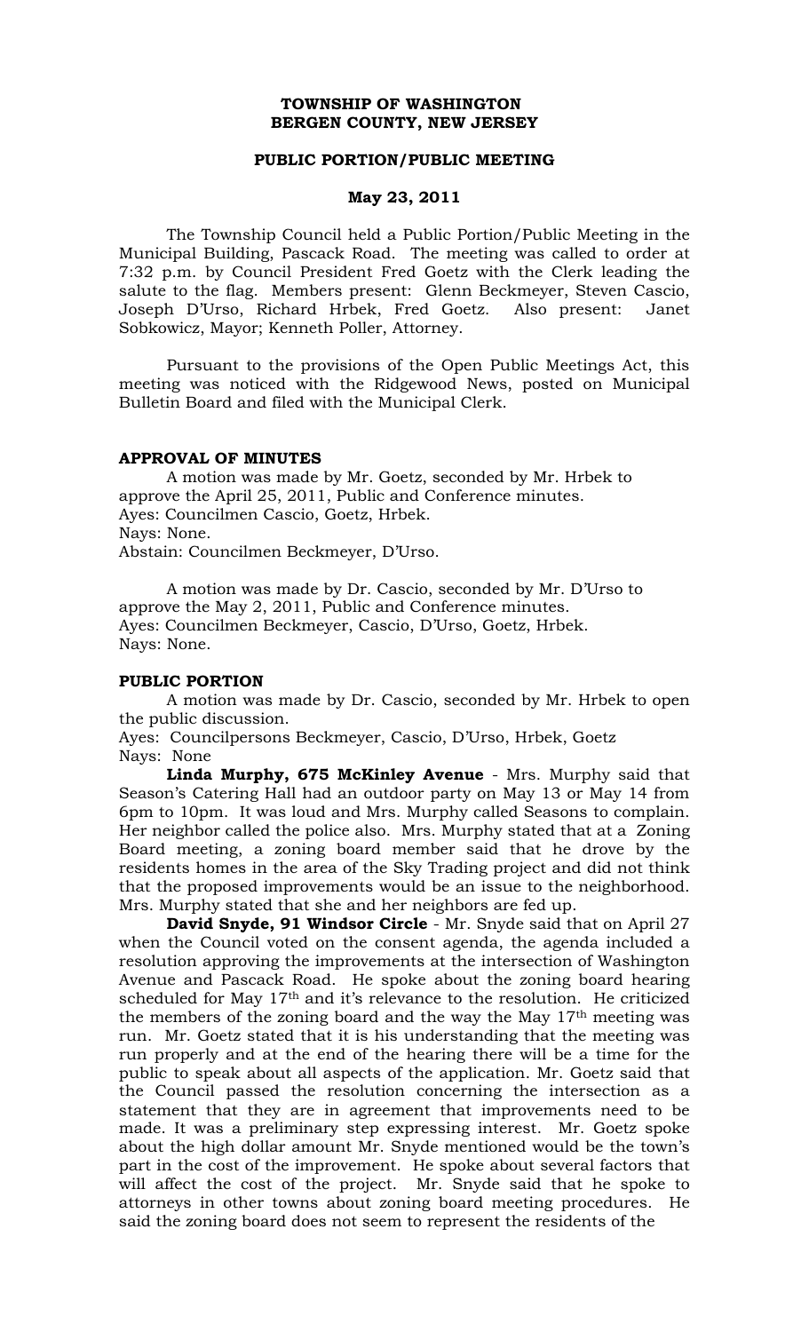**TOWNSHIP OF WASHINGTON**
**BERGEN COUNTY, NEW JERSEY**

**PUBLIC PORTION/PUBLIC MEETING**

**May 23, 2011**

The Township Council held a Public Portion/Public Meeting in the Municipal Building, Pascack Road. The meeting was called to order at 7:32 p.m. by Council President Fred Goetz with the Clerk leading the salute to the flag. Members present: Glenn Beckmeyer, Steven Cascio, Joseph D'Urso, Richard Hrbek, Fred Goetz. Also present: Janet Sobkowicz, Mayor; Kenneth Poller, Attorney.

Pursuant to the provisions of the Open Public Meetings Act, this meeting was noticed with the Ridgewood News, posted on Municipal Bulletin Board and filed with the Municipal Clerk.

**APPROVAL OF MINUTES**

A motion was made by Mr. Goetz, seconded by Mr. Hrbek to approve the April 25, 2011, Public and Conference minutes.
Ayes: Councilmen Cascio, Goetz, Hrbek.
Nays: None.
Abstain: Councilmen Beckmeyer, D'Urso.

A motion was made by Dr. Cascio, seconded by Mr. D'Urso to approve the May 2, 2011, Public and Conference minutes.
Ayes: Councilmen Beckmeyer, Cascio, D'Urso, Goetz, Hrbek.
Nays: None.

**PUBLIC PORTION**

A motion was made by Dr. Cascio, seconded by Mr. Hrbek to open the public discussion.
Ayes: Councilpersons Beckmeyer, Cascio, D'Urso, Hrbek, Goetz
Nays: None

**Linda Murphy, 675 McKinley Avenue** - Mrs. Murphy said that Season's Catering Hall had an outdoor party on May 13 or May 14 from 6pm to 10pm. It was loud and Mrs. Murphy called Seasons to complain. Her neighbor called the police also. Mrs. Murphy stated that at a Zoning Board meeting, a zoning board member said that he drove by the residents homes in the area of the Sky Trading project and did not think that the proposed improvements would be an issue to the neighborhood. Mrs. Murphy stated that she and her neighbors are fed up.

**David Snyde, 91 Windsor Circle** - Mr. Snyde said that on April 27 when the Council voted on the consent agenda, the agenda included a resolution approving the improvements at the intersection of Washington Avenue and Pascack Road. He spoke about the zoning board hearing scheduled for May 17th and it's relevance to the resolution. He criticized the members of the zoning board and the way the May 17th meeting was run. Mr. Goetz stated that it is his understanding that the meeting was run properly and at the end of the hearing there will be a time for the public to speak about all aspects of the application. Mr. Goetz said that the Council passed the resolution concerning the intersection as a statement that they are in agreement that improvements need to be made. It was a preliminary step expressing interest. Mr. Goetz spoke about the high dollar amount Mr. Snyde mentioned would be the town's part in the cost of the improvement. He spoke about several factors that will affect the cost of the project. Mr. Snyde said that he spoke to attorneys in other towns about zoning board meeting procedures. He said the zoning board does not seem to represent the residents of the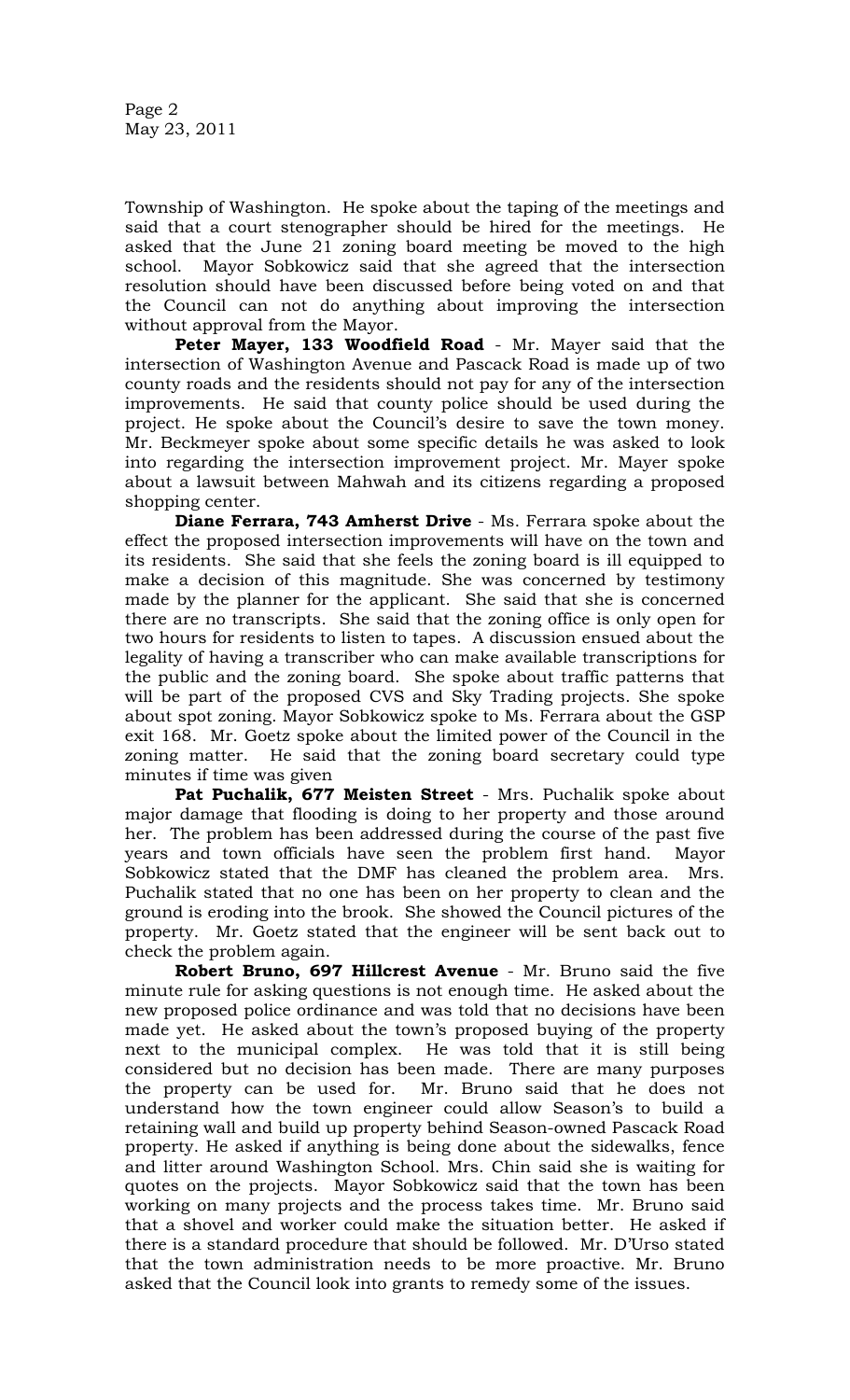Township of Washington. He spoke about the taping of the meetings and said that a court stenographer should be hired for the meetings. He asked that the June 21 zoning board meeting be moved to the high school. Mayor Sobkowicz said that she agreed that the intersection resolution should have been discussed before being voted on and that the Council can not do anything about improving the intersection without approval from the Mayor.

**Peter Mayer, 133 Woodfield Road** - Mr. Mayer said that the intersection of Washington Avenue and Pascack Road is made up of two county roads and the residents should not pay for any of the intersection improvements. He said that county police should be used during the project. He spoke about the Council's desire to save the town money. Mr. Beckmeyer spoke about some specific details he was asked to look into regarding the intersection improvement project. Mr. Mayer spoke about a lawsuit between Mahwah and its citizens regarding a proposed shopping center.

**Diane Ferrara, 743 Amherst Drive** - Ms. Ferrara spoke about the effect the proposed intersection improvements will have on the town and its residents. She said that she feels the zoning board is ill equipped to make a decision of this magnitude. She was concerned by testimony made by the planner for the applicant. She said that she is concerned there are no transcripts. She said that the zoning office is only open for two hours for residents to listen to tapes. A discussion ensued about the legality of having a transcriber who can make available transcriptions for the public and the zoning board. She spoke about traffic patterns that will be part of the proposed CVS and Sky Trading projects. She spoke about spot zoning. Mayor Sobkowicz spoke to Ms. Ferrara about the GSP exit 168. Mr. Goetz spoke about the limited power of the Council in the zoning matter. He said that the zoning board secretary could type minutes if time was given

**Pat Puchalik, 677 Meisten Street** - Mrs. Puchalik spoke about major damage that flooding is doing to her property and those around her. The problem has been addressed during the course of the past five years and town officials have seen the problem first hand. Mayor Sobkowicz stated that the DMF has cleaned the problem area. Mrs. Puchalik stated that no one has been on her property to clean and the ground is eroding into the brook. She showed the Council pictures of the property. Mr. Goetz stated that the engineer will be sent back out to check the problem again.

**Robert Bruno, 697 Hillcrest Avenue** - Mr. Bruno said the five minute rule for asking questions is not enough time. He asked about the new proposed police ordinance and was told that no decisions have been made yet. He asked about the town's proposed buying of the property next to the municipal complex. He was told that it is still being considered but no decision has been made. There are many purposes the property can be used for. Mr. Bruno said that he does not understand how the town engineer could allow Season's to build a retaining wall and build up property behind Season-owned Pascack Road property. He asked if anything is being done about the sidewalks, fence and litter around Washington School. Mrs. Chin said she is waiting for quotes on the projects. Mayor Sobkowicz said that the town has been working on many projects and the process takes time. Mr. Bruno said that a shovel and worker could make the situation better. He asked if there is a standard procedure that should be followed. Mr. D'Urso stated that the town administration needs to be more proactive. Mr. Bruno asked that the Council look into grants to remedy some of the issues.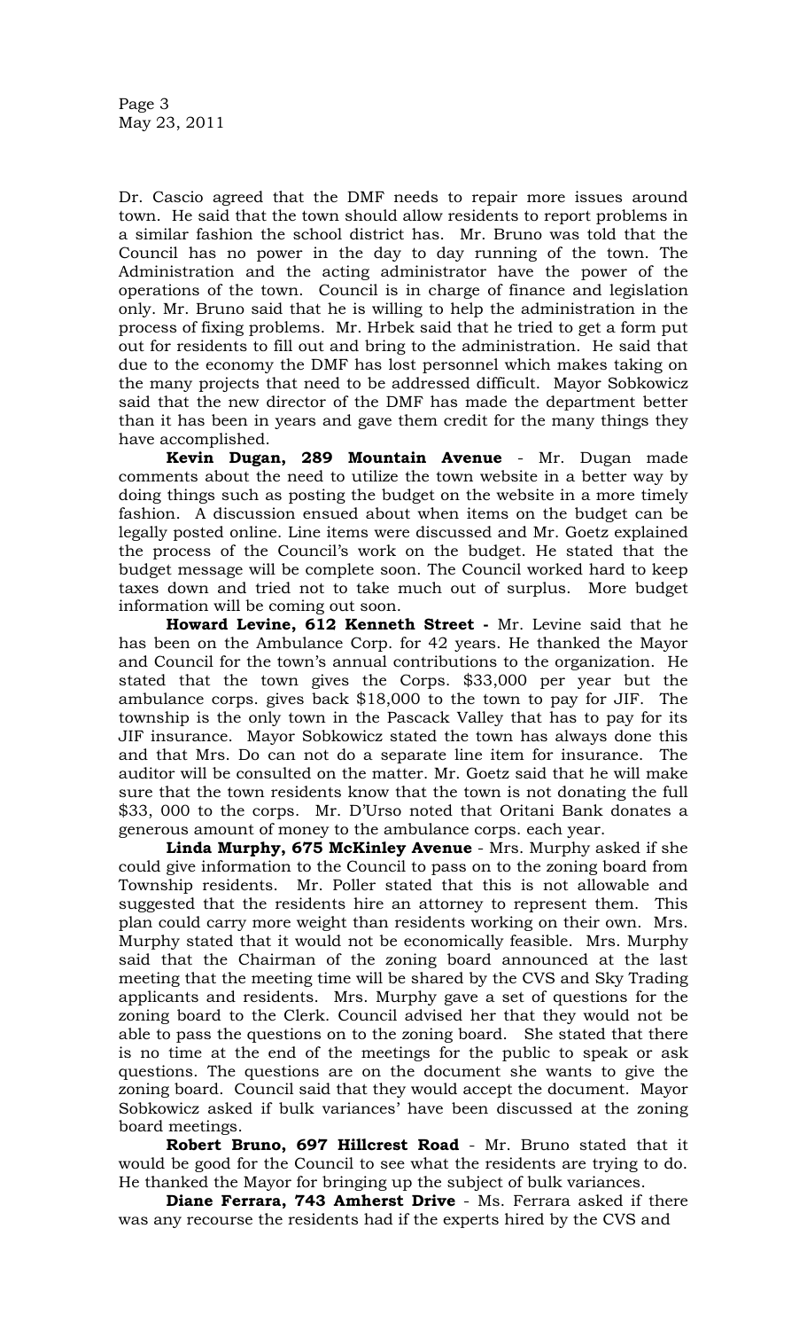Dr. Cascio agreed that the DMF needs to repair more issues around town. He said that the town should allow residents to report problems in a similar fashion the school district has. Mr. Bruno was told that the Council has no power in the day to day running of the town. The Administration and the acting administrator have the power of the operations of the town. Council is in charge of finance and legislation only. Mr. Bruno said that he is willing to help the administration in the process of fixing problems. Mr. Hrbek said that he tried to get a form put out for residents to fill out and bring to the administration. He said that due to the economy the DMF has lost personnel which makes taking on the many projects that need to be addressed difficult. Mayor Sobkowicz said that the new director of the DMF has made the department better than it has been in years and gave them credit for the many things they have accomplished.

**Kevin Dugan, 289 Mountain Avenue** - Mr. Dugan made comments about the need to utilize the town website in a better way by doing things such as posting the budget on the website in a more timely fashion. A discussion ensued about when items on the budget can be legally posted online. Line items were discussed and Mr. Goetz explained the process of the Council's work on the budget. He stated that the budget message will be complete soon. The Council worked hard to keep taxes down and tried not to take much out of surplus. More budget information will be coming out soon.

**Howard Levine, 612 Kenneth Street -** Mr. Levine said that he has been on the Ambulance Corp. for 42 years. He thanked the Mayor and Council for the town's annual contributions to the organization. He stated that the town gives the Corps. $33,000 per year but the ambulance corps. gives back $18,000 to the town to pay for JIF. The township is the only town in the Pascack Valley that has to pay for its JIF insurance. Mayor Sobkowicz stated the town has always done this and that Mrs. Do can not do a separate line item for insurance. The auditor will be consulted on the matter. Mr. Goetz said that he will make sure that the town residents know that the town is not donating the full $33, 000 to the corps. Mr. D'Urso noted that Oritani Bank donates a generous amount of money to the ambulance corps. each year.

**Linda Murphy, 675 McKinley Avenue** - Mrs. Murphy asked if she could give information to the Council to pass on to the zoning board from Township residents. Mr. Poller stated that this is not allowable and suggested that the residents hire an attorney to represent them. This plan could carry more weight than residents working on their own. Mrs. Murphy stated that it would not be economically feasible. Mrs. Murphy said that the Chairman of the zoning board announced at the last meeting that the meeting time will be shared by the CVS and Sky Trading applicants and residents. Mrs. Murphy gave a set of questions for the zoning board to the Clerk. Council advised her that they would not be able to pass the questions on to the zoning board. She stated that there is no time at the end of the meetings for the public to speak or ask questions. The questions are on the document she wants to give the zoning board. Council said that they would accept the document. Mayor Sobkowicz asked if bulk variances' have been discussed at the zoning board meetings.

**Robert Bruno, 697 Hillcrest Road** - Mr. Bruno stated that it would be good for the Council to see what the residents are trying to do. He thanked the Mayor for bringing up the subject of bulk variances.

**Diane Ferrara, 743 Amherst Drive** - Ms. Ferrara asked if there was any recourse the residents had if the experts hired by the CVS and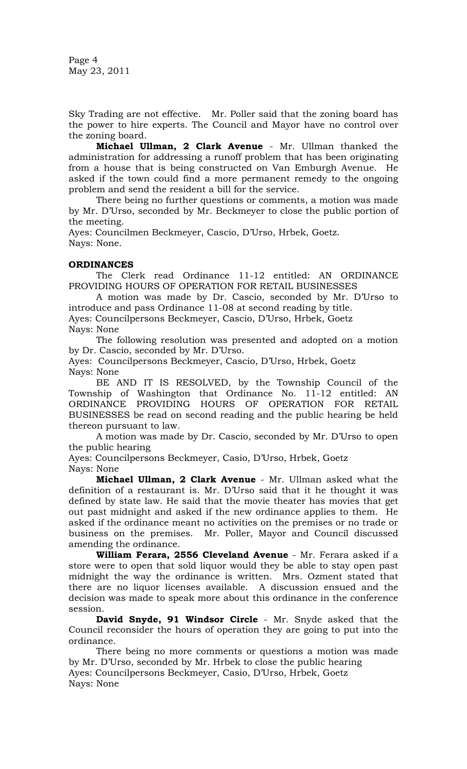Sky Trading are not effective. Mr. Poller said that the zoning board has the power to hire experts. The Council and Mayor have no control over the zoning board.

**Michael Ullman, 2 Clark Avenue** - Mr. Ullman thanked the administration for addressing a runoff problem that has been originating from a house that is being constructed on Van Emburgh Avenue. He asked if the town could find a more permanent remedy to the ongoing problem and send the resident a bill for the service.

There being no further questions or comments, a motion was made by Mr. D'Urso, seconded by Mr. Beckmeyer to close the public portion of the meeting.

Ayes: Councilmen Beckmeyer, Cascio, D'Urso, Hrbek, Goetz.
Nays: None.

**ORDINANCES**

The Clerk read Ordinance 11-12 entitled: AN ORDINANCE PROVIDING HOURS OF OPERATION FOR RETAIL BUSINESSES

A motion was made by Dr. Cascio, seconded by Mr. D'Urso to introduce and pass Ordinance 11-08 at second reading by title.

Ayes: Councilpersons Beckmeyer, Cascio, D'Urso, Hrbek, Goetz
Nays: None

The following resolution was presented and adopted on a motion by Dr. Cascio, seconded by Mr. D'Urso.

Ayes: Councilpersons Beckmeyer, Cascio, D'Urso, Hrbek, Goetz
Nays: None

BE AND IT IS RESOLVED, by the Township Council of the Township of Washington that Ordinance No. 11-12 entitled: AN ORDINANCE PROVIDING HOURS OF OPERATION FOR RETAIL BUSINESSES be read on second reading and the public hearing be held thereon pursuant to law.

A motion was made by Dr. Cascio, seconded by Mr. D'Urso to open the public hearing

Ayes: Councilpersons Beckmeyer, Casio, D'Urso, Hrbek, Goetz
Nays: None

**Michael Ullman, 2 Clark Avenue** - Mr. Ullman asked what the definition of a restaurant is. Mr. D'Urso said that it he thought it was defined by state law. He said that the movie theater has movies that get out past midnight and asked if the new ordinance applies to them. He asked if the ordinance meant no activities on the premises or no trade or business on the premises. Mr. Poller, Mayor and Council discussed amending the ordinance.

**William Ferara, 2556 Cleveland Avenue** - Mr. Ferara asked if a store were to open that sold liquor would they be able to stay open past midnight the way the ordinance is written. Mrs. Ozment stated that there are no liquor licenses available. A discussion ensued and the decision was made to speak more about this ordinance in the conference session.

**David Snyde, 91 Windsor Circle** - Mr. Snyde asked that the Council reconsider the hours of operation they are going to put into the ordinance.

There being no more comments or questions a motion was made by Mr. D'Urso, seconded by Mr. Hrbek to close the public hearing

Ayes: Councilpersons Beckmeyer, Casio, D'Urso, Hrbek, Goetz
Nays: None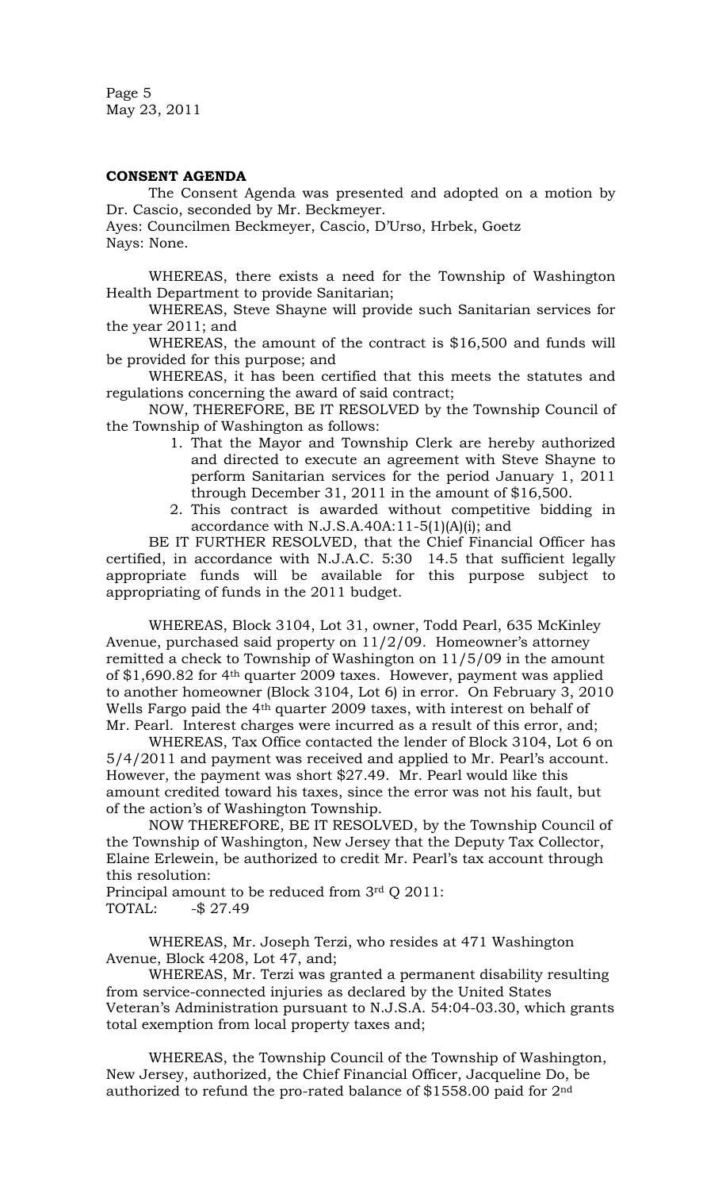**CONSENT AGENDA**

The Consent Agenda was presented and adopted on a motion by Dr. Cascio, seconded by Mr. Beckmeyer.
Ayes: Councilmen Beckmeyer, Cascio, D'Urso, Hrbek, Goetz
Nays: None.

WHEREAS, there exists a need for the Township of Washington Health Department to provide Sanitarian;

WHEREAS, Steve Shayne will provide such Sanitarian services for the year 2011; and

WHEREAS, the amount of the contract is $16,500 and funds will be provided for this purpose; and

WHEREAS, it has been certified that this meets the statutes and regulations concerning the award of said contract;

NOW, THEREFORE, BE IT RESOLVED by the Township Council of the Township of Washington as follows:

1. That the Mayor and Township Clerk are hereby authorized and directed to execute an agreement with Steve Shayne to perform Sanitarian services for the period January 1, 2011 through December 31, 2011 in the amount of $16,500.
2. This contract is awarded without competitive bidding in accordance with N.J.S.A.40A:11-5(1)(A)(i); and

BE IT FURTHER RESOLVED, that the Chief Financial Officer has certified, in accordance with N.J.A.C. 5:30 14.5 that sufficient legally appropriate funds will be available for this purpose subject to appropriating of funds in the 2011 budget.

WHEREAS, Block 3104, Lot 31, owner, Todd Pearl, 635 McKinley Avenue, purchased said property on 11/2/09. Homeowner's attorney remitted a check to Township of Washington on 11/5/09 in the amount of $1,690.82 for 4th quarter 2009 taxes. However, payment was applied to another homeowner (Block 3104, Lot 6) in error. On February 3, 2010 Wells Fargo paid the 4th quarter 2009 taxes, with interest on behalf of Mr. Pearl. Interest charges were incurred as a result of this error, and;

WHEREAS, Tax Office contacted the lender of Block 3104, Lot 6 on 5/4/2011 and payment was received and applied to Mr. Pearl's account. However, the payment was short $27.49. Mr. Pearl would like this amount credited toward his taxes, since the error was not his fault, but of the action's of Washington Township.

NOW THEREFORE, BE IT RESOLVED, by the Township Council of the Township of Washington, New Jersey that the Deputy Tax Collector, Elaine Erlewein, be authorized to credit Mr. Pearl's tax account through this resolution:

Principal amount to be reduced from 3rd Q 2011:
TOTAL: -$ 27.49

WHEREAS, Mr. Joseph Terzi, who resides at 471 Washington Avenue, Block 4208, Lot 47, and;

WHEREAS, Mr. Terzi was granted a permanent disability resulting from service-connected injuries as declared by the United States Veteran's Administration pursuant to N.J.S.A. 54:04-03.30, which grants total exemption from local property taxes and;

WHEREAS, the Township Council of the Township of Washington, New Jersey, authorized, the Chief Financial Officer, Jacqueline Do, be authorized to refund the pro-rated balance of $1558.00 paid for 2nd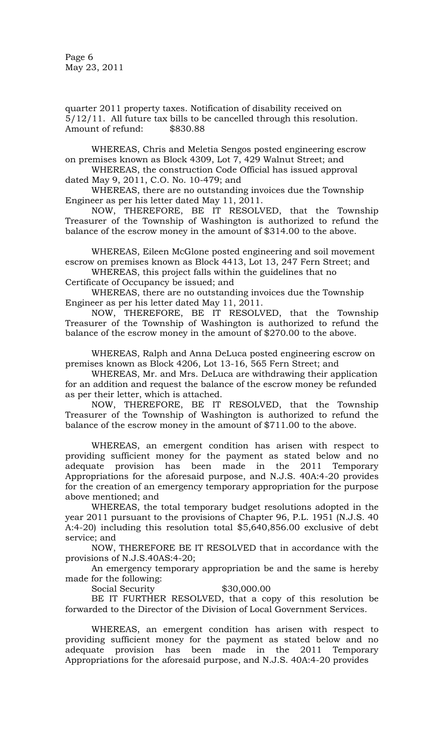quarter 2011 property taxes. Notification of disability received on 5/12/11. All future tax bills to be cancelled through this resolution. Amount of refund: $830.88

WHEREAS, Chris and Meletia Sengos posted engineering escrow on premises known as Block 4309, Lot 7, 429 Walnut Street; and

WHEREAS, the construction Code Official has issued approval dated May 9, 2011, C.O. No. 10-479; and

WHEREAS, there are no outstanding invoices due the Township Engineer as per his letter dated May 11, 2011.

NOW, THEREFORE, BE IT RESOLVED, that the Township Treasurer of the Township of Washington is authorized to refund the balance of the escrow money in the amount of $314.00 to the above.

WHEREAS, Eileen McGlone posted engineering and soil movement escrow on premises known as Block 4413, Lot 13, 247 Fern Street; and

WHEREAS, this project falls within the guidelines that no Certificate of Occupancy be issued; and

WHEREAS, there are no outstanding invoices due the Township Engineer as per his letter dated May 11, 2011.

NOW, THEREFORE, BE IT RESOLVED, that the Township Treasurer of the Township of Washington is authorized to refund the balance of the escrow money in the amount of $270.00 to the above.

WHEREAS, Ralph and Anna DeLuca posted engineering escrow on premises known as Block 4206, Lot 13-16, 565 Fern Street; and

WHEREAS, Mr. and Mrs. DeLuca are withdrawing their application for an addition and request the balance of the escrow money be refunded as per their letter, which is attached.

NOW, THEREFORE, BE IT RESOLVED, that the Township Treasurer of the Township of Washington is authorized to refund the balance of the escrow money in the amount of $711.00 to the above.

WHEREAS, an emergent condition has arisen with respect to providing sufficient money for the payment as stated below and no adequate provision has been made in the 2011 Temporary Appropriations for the aforesaid purpose, and N.J.S. 40A:4-20 provides for the creation of an emergency temporary appropriation for the purpose above mentioned; and

WHEREAS, the total temporary budget resolutions adopted in the year 2011 pursuant to the provisions of Chapter 96, P.L. 1951 (N.J.S. 40 A:4-20) including this resolution total $5,640,856.00 exclusive of debt service; and

NOW, THEREFORE BE IT RESOLVED that in accordance with the provisions of N.J.S.40AS:4-20;

An emergency temporary appropriation be and the same is hereby made for the following:

Social Security $30,000.00

BE IT FURTHER RESOLVED, that a copy of this resolution be forwarded to the Director of the Division of Local Government Services.

WHEREAS, an emergent condition has arisen with respect to providing sufficient money for the payment as stated below and no adequate provision has been made in the 2011 Temporary Appropriations for the aforesaid purpose, and N.J.S. 40A:4-20 provides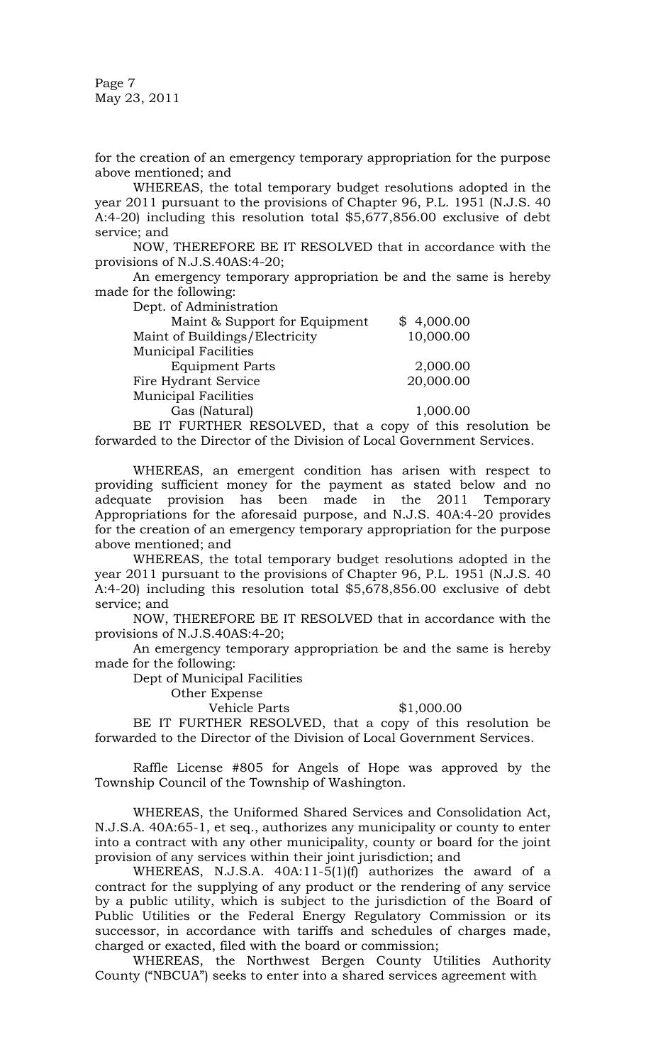for the creation of an emergency temporary appropriation for the purpose above mentioned; and

WHEREAS, the total temporary budget resolutions adopted in the year 2011 pursuant to the provisions of Chapter 96, P.L. 1951 (N.J.S. 40 A:4-20) including this resolution total $5,677,856.00 exclusive of debt service; and

NOW, THEREFORE BE IT RESOLVED that in accordance with the provisions of N.J.S.40AS:4-20;

An emergency temporary appropriation be and the same is hereby made for the following:

| | |
|---|---|
| Dept. of Administration | |
| Maint & Support for Equipment | $ 4,000.00 |
| Maint of Buildings/Electricity | 10,000.00 |
| Municipal Facilities | |
| Equipment Parts | 2,000.00 |
| Fire Hydrant Service | 20,000.00 |
| Municipal Facilities | |
| Gas (Natural) | 1,000.00 |

BE IT FURTHER RESOLVED, that a copy of this resolution be forwarded to the Director of the Division of Local Government Services.

WHEREAS, an emergent condition has arisen with respect to providing sufficient money for the payment as stated below and no adequate provision has been made in the 2011 Temporary Appropriations for the aforesaid purpose, and N.J.S. 40A:4-20 provides for the creation of an emergency temporary appropriation for the purpose above mentioned; and

WHEREAS, the total temporary budget resolutions adopted in the year 2011 pursuant to the provisions of Chapter 96, P.L. 1951 (N.J.S. 40 A:4-20) including this resolution total $5,678,856.00 exclusive of debt service; and

NOW, THEREFORE BE IT RESOLVED that in accordance with the provisions of N.J.S.40AS:4-20;

An emergency temporary appropriation be and the same is hereby made for the following:

Dept of Municipal Facilities
Other Expense
Vehicle Parts $1,000.00

BE IT FURTHER RESOLVED, that a copy of this resolution be forwarded to the Director of the Division of Local Government Services.

Raffle License #805 for Angels of Hope was approved by the Township Council of the Township of Washington.

WHEREAS, the Uniformed Shared Services and Consolidation Act, N.J.S.A. 40A:65-1, et seq., authorizes any municipality or county to enter into a contract with any other municipality, county or board for the joint provision of any services within their joint jurisdiction; and

WHEREAS, N.J.S.A. 40A:11-5(1)(f) authorizes the award of a contract for the supplying of any product or the rendering of any service by a public utility, which is subject to the jurisdiction of the Board of Public Utilities or the Federal Energy Regulatory Commission or its successor, in accordance with tariffs and schedules of charges made, charged or exacted, filed with the board or commission;

WHEREAS, the Northwest Bergen County Utilities Authority County ("NBCUA") seeks to enter into a shared services agreement with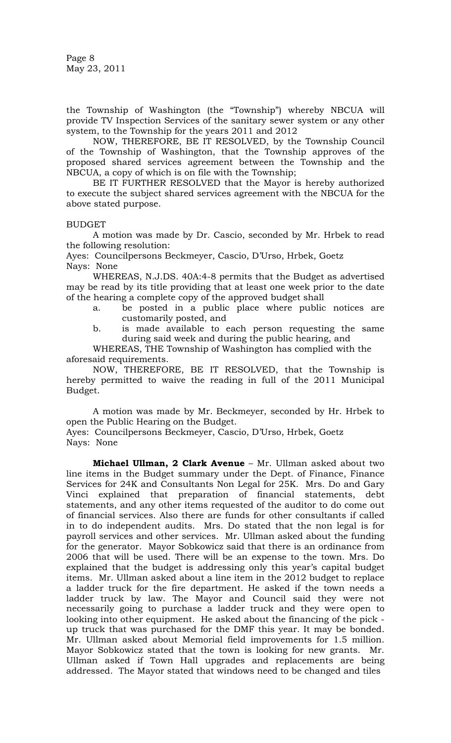the Township of Washington (the "Township") whereby NBCUA will provide TV Inspection Services of the sanitary sewer system or any other system, to the Township for the years 2011 and 2012

NOW, THEREFORE, BE IT RESOLVED, by the Township Council of the Township of Washington, that the Township approves of the proposed shared services agreement between the Township and the NBCUA, a copy of which is on file with the Township;

BE IT FURTHER RESOLVED that the Mayor is hereby authorized to execute the subject shared services agreement with the NBCUA for the above stated purpose.

BUDGET

A motion was made by Dr. Cascio, seconded by Mr. Hrbek to read the following resolution:

Ayes: Councilpersons Beckmeyer, Cascio, D'Urso, Hrbek, Goetz
Nays: None

WHEREAS, N.J.DS. 40A:4-8 permits that the Budget as advertised may be read by its title providing that at least one week prior to the date of the hearing a complete copy of the approved budget shall

a. be posted in a public place where public notices are customarily posted, and
b. is made available to each person requesting the same during said week and during the public hearing, and

WHEREAS, THE Township of Washington has complied with the aforesaid requirements.

NOW, THEREFORE, BE IT RESOLVED, that the Township is hereby permitted to waive the reading in full of the 2011 Municipal Budget.

A motion was made by Mr. Beckmeyer, seconded by Hr. Hrbek to open the Public Hearing on the Budget.

Ayes: Councilpersons Beckmeyer, Cascio, D'Urso, Hrbek, Goetz
Nays: None

**Michael Ullman, 2 Clark Avenue** – Mr. Ullman asked about two line items in the Budget summary under the Dept. of Finance, Finance Services for 24K and Consultants Non Legal for 25K. Mrs. Do and Gary Vinci explained that preparation of financial statements, debt statements, and any other items requested of the auditor to do come out of financial services. Also there are funds for other consultants if called in to do independent audits. Mrs. Do stated that the non legal is for payroll services and other services. Mr. Ullman asked about the funding for the generator. Mayor Sobkowicz said that there is an ordinance from 2006 that will be used. There will be an expense to the town. Mrs. Do explained that the budget is addressing only this year's capital budget items. Mr. Ullman asked about a line item in the 2012 budget to replace a ladder truck for the fire department. He asked if the town needs a ladder truck by law. The Mayor and Council said they were not necessarily going to purchase a ladder truck and they were open to looking into other equipment. He asked about the financing of the pick - up truck that was purchased for the DMF this year. It may be bonded. Mr. Ullman asked about Memorial field improvements for 1.5 million. Mayor Sobkowicz stated that the town is looking for new grants. Mr. Ullman asked if Town Hall upgrades and replacements are being addressed. The Mayor stated that windows need to be changed and tiles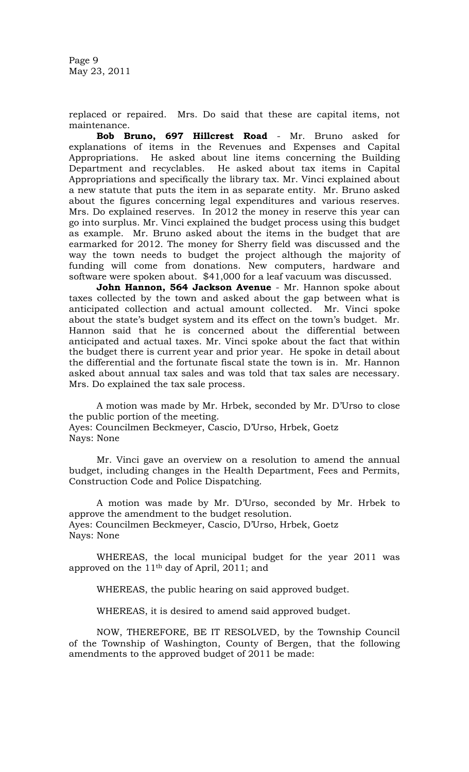replaced or repaired. Mrs. Do said that these are capital items, not maintenance.

**Bob Bruno, 697 Hillcrest Road** - Mr. Bruno asked for explanations of items in the Revenues and Expenses and Capital Appropriations. He asked about line items concerning the Building Department and recyclables. He asked about tax items in Capital Appropriations and specifically the library tax. Mr. Vinci explained about a new statute that puts the item in as separate entity. Mr. Bruno asked about the figures concerning legal expenditures and various reserves. Mrs. Do explained reserves. In 2012 the money in reserve this year can go into surplus. Mr. Vinci explained the budget process using this budget as example. Mr. Bruno asked about the items in the budget that are earmarked for 2012. The money for Sherry field was discussed and the way the town needs to budget the project although the majority of funding will come from donations. New computers, hardware and software were spoken about. $41,000 for a leaf vacuum was discussed.

**John Hannon, 564 Jackson Avenue** - Mr. Hannon spoke about taxes collected by the town and asked about the gap between what is anticipated collection and actual amount collected. Mr. Vinci spoke about the state's budget system and its effect on the town's budget. Mr. Hannon said that he is concerned about the differential between anticipated and actual taxes. Mr. Vinci spoke about the fact that within the budget there is current year and prior year. He spoke in detail about the differential and the fortunate fiscal state the town is in. Mr. Hannon asked about annual tax sales and was told that tax sales are necessary. Mrs. Do explained the tax sale process.

A motion was made by Mr. Hrbek, seconded by Mr. D'Urso to close the public portion of the meeting.
Ayes: Councilmen Beckmeyer, Cascio, D'Urso, Hrbek, Goetz
Nays: None

Mr. Vinci gave an overview on a resolution to amend the annual budget, including changes in the Health Department, Fees and Permits, Construction Code and Police Dispatching.

A motion was made by Mr. D'Urso, seconded by Mr. Hrbek to approve the amendment to the budget resolution.
Ayes: Councilmen Beckmeyer, Cascio, D'Urso, Hrbek, Goetz
Nays: None

WHEREAS, the local municipal budget for the year 2011 was approved on the 11th day of April, 2011; and

WHEREAS, the public hearing on said approved budget.

WHEREAS, it is desired to amend said approved budget.

NOW, THEREFORE, BE IT RESOLVED, by the Township Council of the Township of Washington, County of Bergen, that the following amendments to the approved budget of 2011 be made: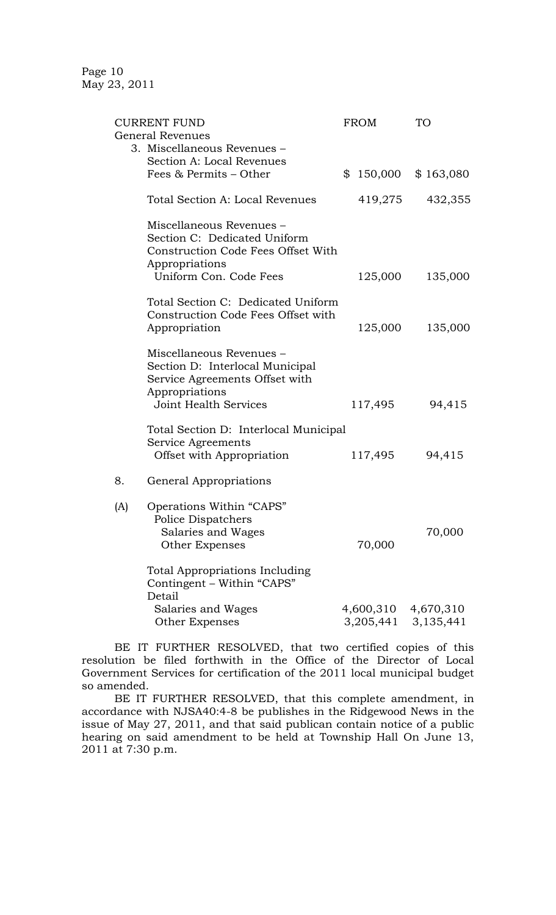| CURRENT FUND | FROM | TO |
|---|---|---|
| General Revenues | | |
| 3. Miscellaneous Revenues – Section A: Local Revenues | | |
| Fees & Permits – Other | $ 150,000 | $ 163,080 |
| Total Section A: Local Revenues | 419,275 | 432,355 |
| Miscellaneous Revenues – Section C: Dedicated Uniform Construction Code Fees Offset With Appropriations | | |
| Uniform Con. Code Fees | 125,000 | 135,000 |
| Total Section C: Dedicated Uniform Construction Code Fees Offset with Appropriation | 125,000 | 135,000 |
| Miscellaneous Revenues – Section D: Interlocal Municipal Service Agreements Offset with Appropriations | | |
| Joint Health Services | 117,495 | 94,415 |
| Total Section D: Interlocal Municipal Service Agreements Offset with Appropriation | 117,495 | 94,415 |
| 8. General Appropriations | | |
| (A) Operations Within "CAPS" | | |
| Police Dispatchers | | |
| Salaries and Wages | | 70,000 |
| Other Expenses | 70,000 | |
| Total Appropriations Including Contingent – Within "CAPS" Detail | | |
| Salaries and Wages | 4,600,310 | 4,670,310 |
| Other Expenses | 3,205,441 | 3,135,441 |

BE IT FURTHER RESOLVED, that two certified copies of this resolution be filed forthwith in the Office of the Director of Local Government Services for certification of the 2011 local municipal budget so amended.

BE IT FURTHER RESOLVED, that this complete amendment, in accordance with NJSA40:4-8 be publishes in the Ridgewood News in the issue of May 27, 2011, and that said publican contain notice of a public hearing on said amendment to be held at Township Hall On June 13, 2011 at 7:30 p.m.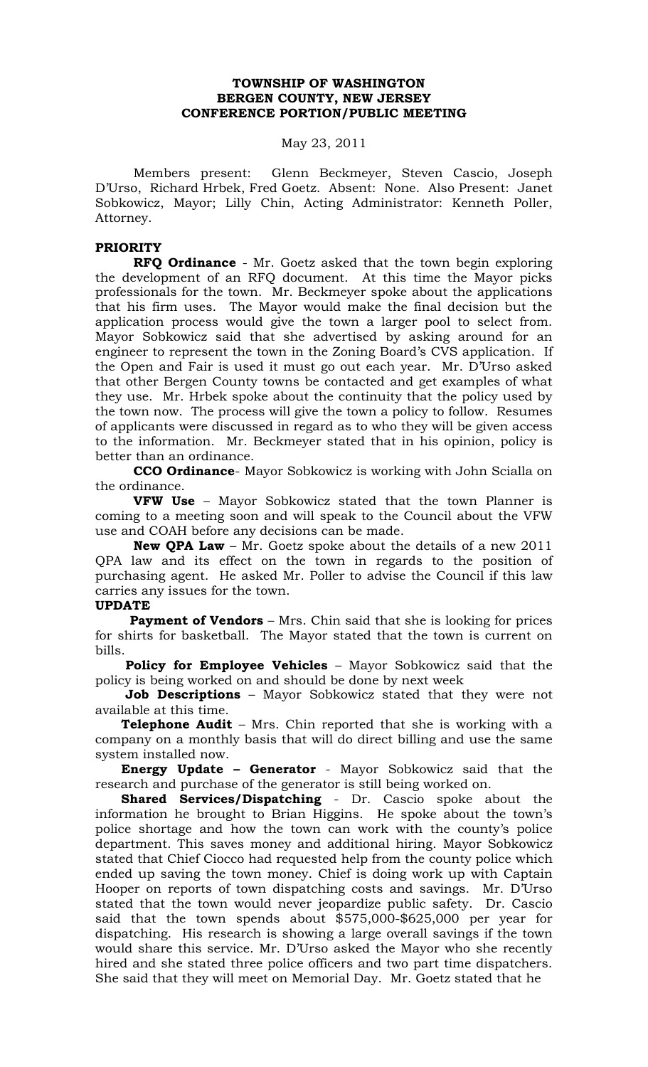**TOWNSHIP OF WASHINGTON**
**BERGEN COUNTY, NEW JERSEY**
**CONFERENCE PORTION/PUBLIC MEETING**

May 23, 2011

Members present: Glenn Beckmeyer, Steven Cascio, Joseph D'Urso, Richard Hrbek, Fred Goetz. Absent: None. Also Present: Janet Sobkowicz, Mayor; Lilly Chin, Acting Administrator: Kenneth Poller, Attorney.

**PRIORITY**

**RFQ Ordinance** - Mr. Goetz asked that the town begin exploring the development of an RFQ document. At this time the Mayor picks professionals for the town. Mr. Beckmeyer spoke about the applications that his firm uses. The Mayor would make the final decision but the application process would give the town a larger pool to select from. Mayor Sobkowicz said that she advertised by asking around for an engineer to represent the town in the Zoning Board's CVS application. If the Open and Fair is used it must go out each year. Mr. D'Urso asked that other Bergen County towns be contacted and get examples of what they use. Mr. Hrbek spoke about the continuity that the policy used by the town now. The process will give the town a policy to follow. Resumes of applicants were discussed in regard as to who they will be given access to the information. Mr. Beckmeyer stated that in his opinion, policy is better than an ordinance.

**CCO Ordinance**- Mayor Sobkowicz is working with John Scialla on the ordinance.

**VFW Use** – Mayor Sobkowicz stated that the town Planner is coming to a meeting soon and will speak to the Council about the VFW use and COAH before any decisions can be made.

**New QPA Law** – Mr. Goetz spoke about the details of a new 2011 QPA law and its effect on the town in regards to the position of purchasing agent. He asked Mr. Poller to advise the Council if this law carries any issues for the town.

**UPDATE**

**Payment of Vendors** – Mrs. Chin said that she is looking for prices for shirts for basketball. The Mayor stated that the town is current on bills.

**Policy for Employee Vehicles** – Mayor Sobkowicz said that the policy is being worked on and should be done by next week

**Job Descriptions** – Mayor Sobkowicz stated that they were not available at this time.

**Telephone Audit** – Mrs. Chin reported that she is working with a company on a monthly basis that will do direct billing and use the same system installed now.

**Energy Update – Generator** - Mayor Sobkowicz said that the research and purchase of the generator is still being worked on.

**Shared Services/Dispatching** - Dr. Cascio spoke about the information he brought to Brian Higgins. He spoke about the town's police shortage and how the town can work with the county's police department. This saves money and additional hiring. Mayor Sobkowicz stated that Chief Ciocco had requested help from the county police which ended up saving the town money. Chief is doing work up with Captain Hooper on reports of town dispatching costs and savings. Mr. D'Urso stated that the town would never jeopardize public safety. Dr. Cascio said that the town spends about $575,000-$625,000 per year for dispatching. His research is showing a large overall savings if the town would share this service. Mr. D'Urso asked the Mayor who she recently hired and she stated three police officers and two part time dispatchers. She said that they will meet on Memorial Day. Mr. Goetz stated that he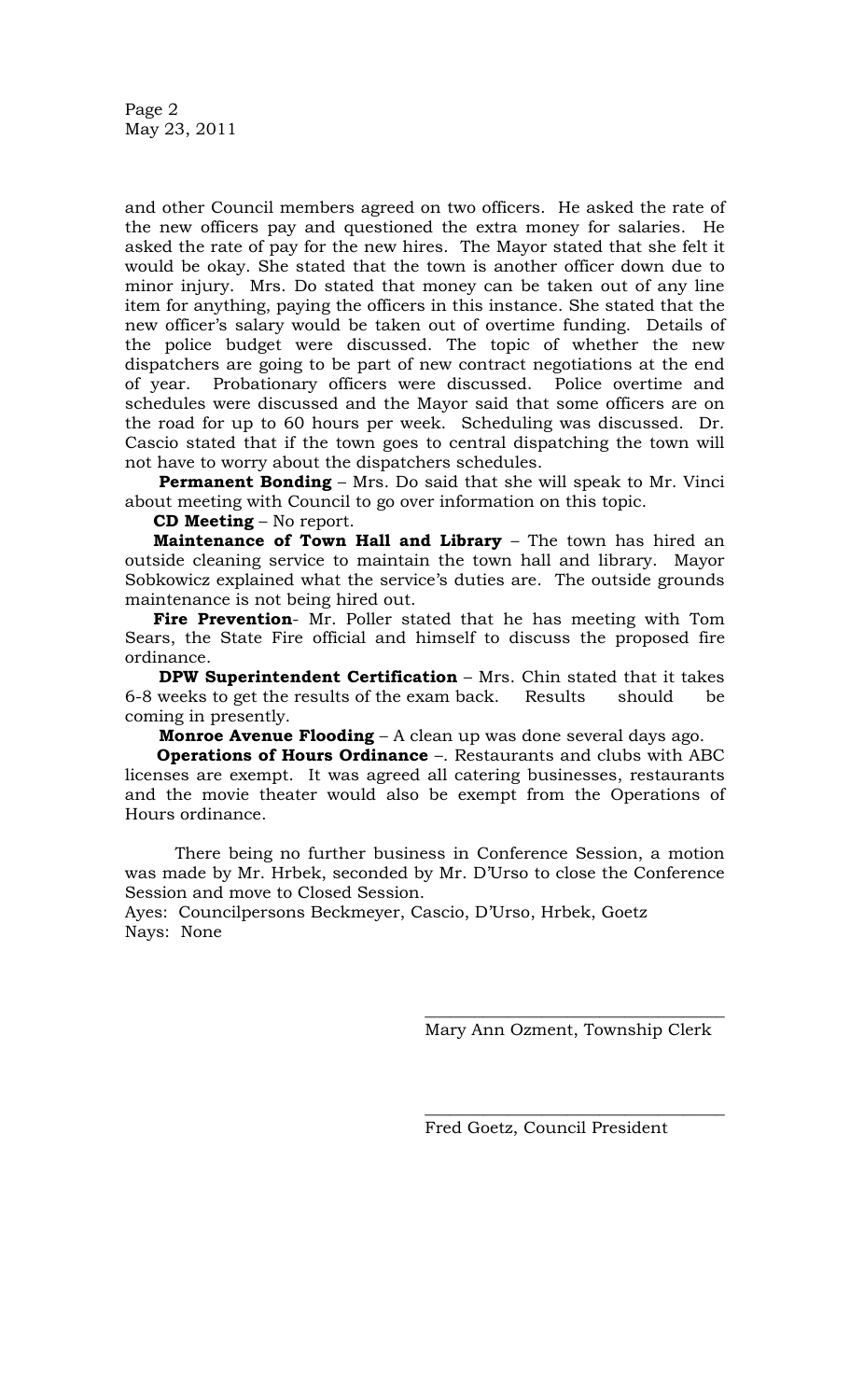and other Council members agreed on two officers. He asked the rate of the new officers pay and questioned the extra money for salaries. He asked the rate of pay for the new hires. The Mayor stated that she felt it would be okay. She stated that the town is another officer down due to minor injury. Mrs. Do stated that money can be taken out of any line item for anything, paying the officers in this instance. She stated that the new officer's salary would be taken out of overtime funding. Details of the police budget were discussed. The topic of whether the new dispatchers are going to be part of new contract negotiations at the end of year. Probationary officers were discussed. Police overtime and schedules were discussed and the Mayor said that some officers are on the road for up to 60 hours per week. Scheduling was discussed. Dr. Cascio stated that if the town goes to central dispatching the town will not have to worry about the dispatchers schedules.

**Permanent Bonding** – Mrs. Do said that she will speak to Mr. Vinci about meeting with Council to go over information on this topic.

**CD Meeting** – No report.

**Maintenance of Town Hall and Library** – The town has hired an outside cleaning service to maintain the town hall and library. Mayor Sobkowicz explained what the service's duties are. The outside grounds maintenance is not being hired out.

**Fire Prevention**- Mr. Poller stated that he has meeting with Tom Sears, the State Fire official and himself to discuss the proposed fire ordinance.

**DPW Superintendent Certification** – Mrs. Chin stated that it takes 6-8 weeks to get the results of the exam back. Results should be coming in presently.

**Monroe Avenue Flooding** – A clean up was done several days ago.

**Operations of Hours Ordinance** –. Restaurants and clubs with ABC licenses are exempt. It was agreed all catering businesses, restaurants and the movie theater would also be exempt from the Operations of Hours ordinance.

There being no further business in Conference Session, a motion was made by Mr. Hrbek, seconded by Mr. D'Urso to close the Conference Session and move to Closed Session.

Ayes: Councilpersons Beckmeyer, Cascio, D'Urso, Hrbek, Goetz
Nays: None

___________________________________
Mary Ann Ozment, Township Clerk

___________________________________
Fred Goetz, Council President